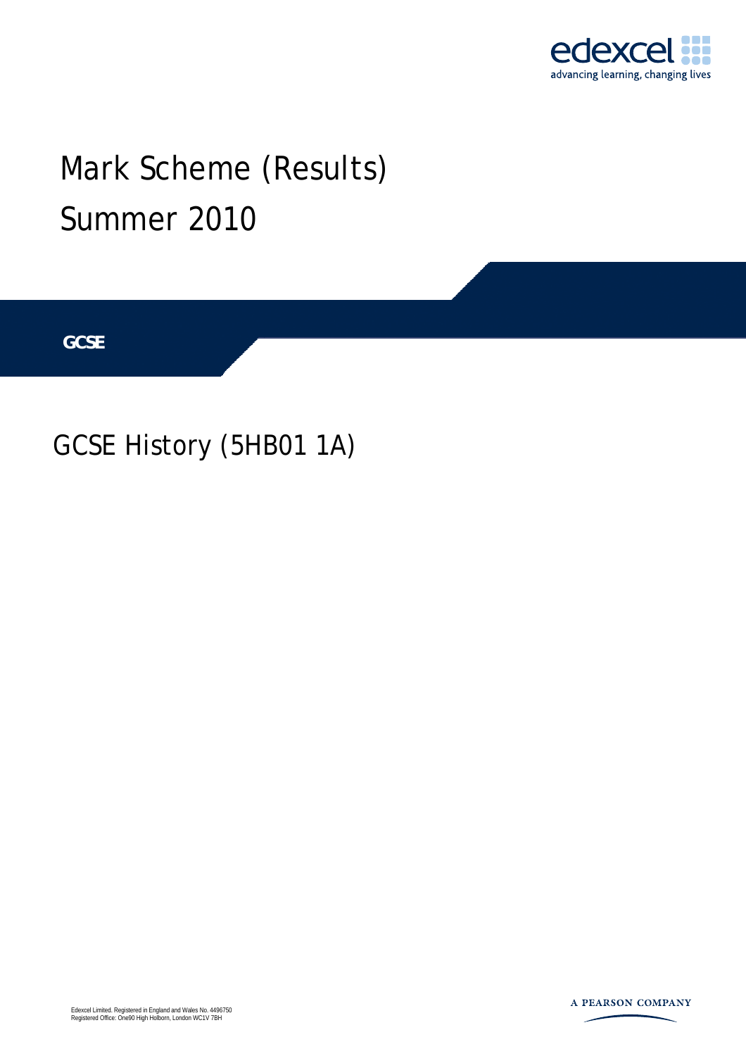edexcel
advancing learning, changing lives

# Mark Scheme (Results)
# Summer 2010

**GCSE**

## GCSE History (5HB01 1A)

Edexcel Limited. Registered in England and Wales No. 4496750
Registered Office: One90 High Holborn, London WC1V 7BH

A PEARSON COMPANY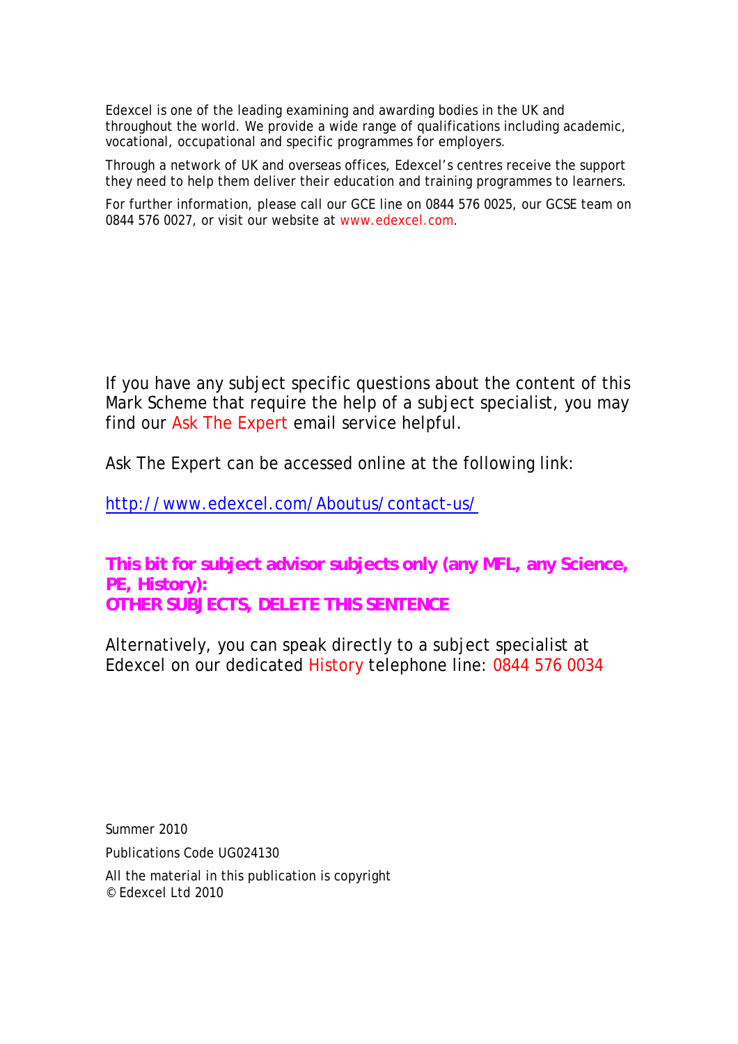Edexcel is one of the leading examining and awarding bodies in the UK and throughout the world. We provide a wide range of qualifications including academic, vocational, occupational and specific programmes for employers.

Through a network of UK and overseas offices, Edexcel's centres receive the support they need to help them deliver their education and training programmes to learners.

For further information, please call our GCE line on 0844 576 0025, our GCSE team on 0844 576 0027, or visit our website at www.edexcel.com.

If you have any subject specific questions about the content of this Mark Scheme that require the help of a subject specialist, you may find our Ask The Expert email service helpful.

Ask The Expert can be accessed online at the following link:

http://www.edexcel.com/Aboutus/contact-us/

**This bit for subject advisor subjects only (any MFL, any Science, PE, History):**
**OTHER SUBJECTS, DELETE THIS SENTENCE**

Alternatively, you can speak directly to a subject specialist at Edexcel on our dedicated History telephone line: 0844 576 0034

Summer 2010

Publications Code UG024130

All the material in this publication is copyright
© Edexcel Ltd 2010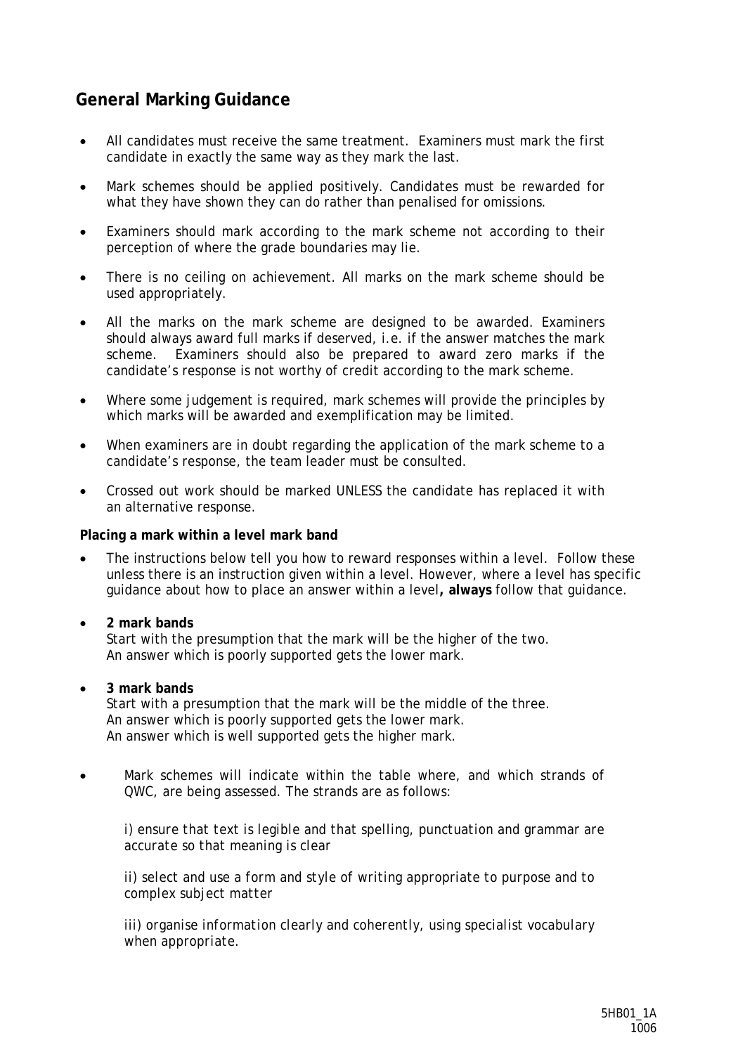## General Marking Guidance

- All candidates must receive the same treatment. Examiners must mark the first candidate in exactly the same way as they mark the last.
- Mark schemes should be applied positively. Candidates must be rewarded for what they have shown they can do rather than penalised for omissions.
- Examiners should mark according to the mark scheme not according to their perception of where the grade boundaries may lie.
- There is no ceiling on achievement. All marks on the mark scheme should be used appropriately.
- All the marks on the mark scheme are designed to be awarded. Examiners should always award full marks if deserved, i.e. if the answer matches the mark scheme. Examiners should also be prepared to award zero marks if the candidate's response is not worthy of credit according to the mark scheme.
- Where some judgement is required, mark schemes will provide the principles by which marks will be awarded and exemplification may be limited.
- When examiners are in doubt regarding the application of the mark scheme to a candidate's response, the team leader must be consulted.
- Crossed out work should be marked UNLESS the candidate has replaced it with an alternative response.

**Placing a mark within a level mark band**

- The instructions below tell you how to reward responses within a level. Follow these unless there is an instruction given within a level. However, where a level has specific guidance about how to place an answer within a level**, always** follow that guidance.
- **2 mark bands**
  Start with the presumption that the mark will be the higher of the two.
  An answer which is poorly supported gets the lower mark.
- **3 mark bands**
  Start with a presumption that the mark will be the middle of the three.
  An answer which is poorly supported gets the lower mark.
  An answer which is well supported gets the higher mark.
- Mark schemes will indicate within the table where, and which strands of QWC, are being assessed. The strands are as follows:

  i) ensure that text is legible and that spelling, punctuation and grammar are accurate so that meaning is clear

  ii) select and use a form and style of writing appropriate to purpose and to complex subject matter

  iii) organise information clearly and coherently, using specialist vocabulary when appropriate.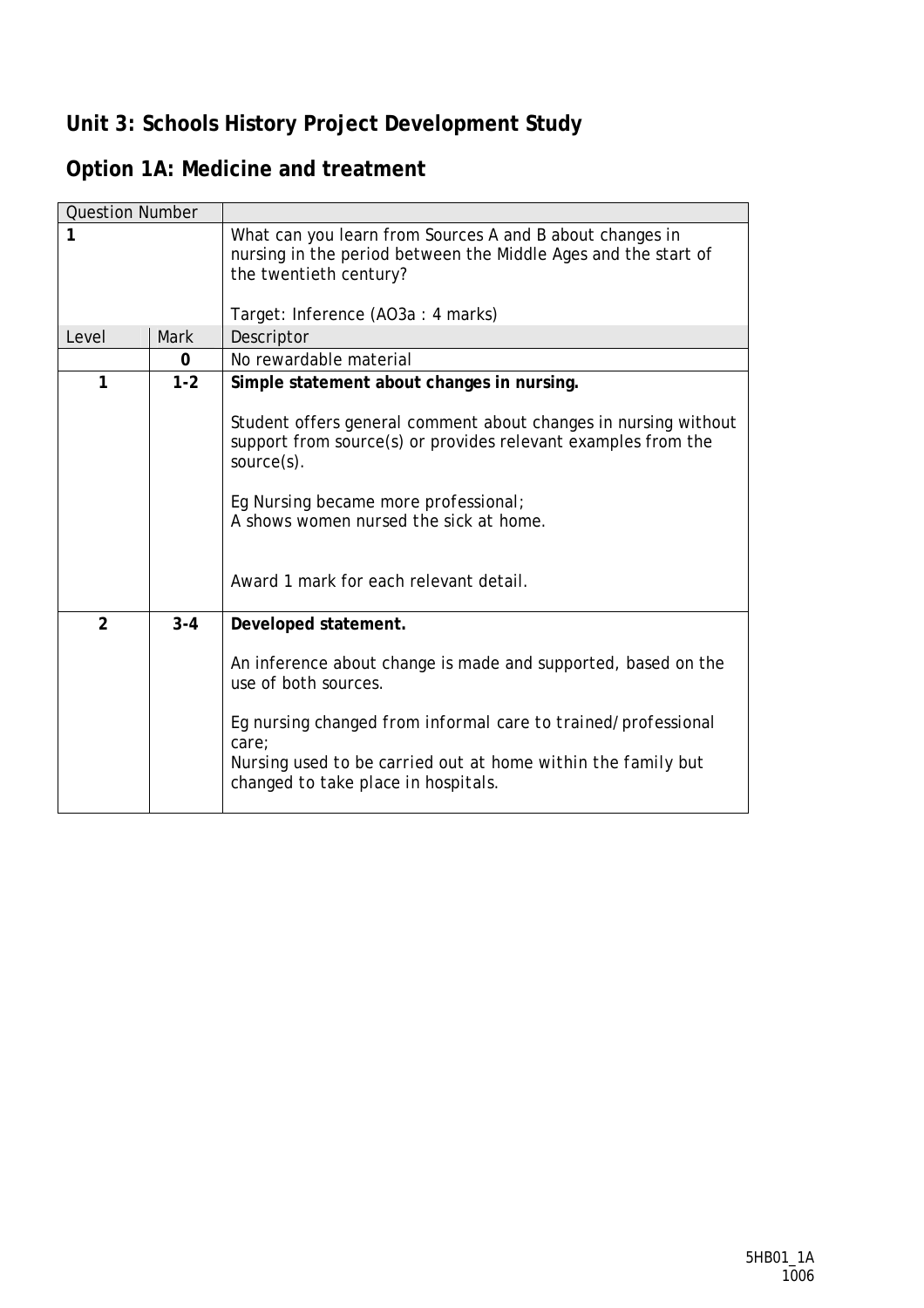## Unit 3: Schools History Project Development Study

## Option 1A: Medicine and treatment

| Question Number | | |
|---|---|---|
| **1** | | What can you learn from Sources A and B about changes in nursing in the period between the Middle Ages and the start of the twentieth century?<br><br>Target: Inference (AO3a : 4 marks) |
| Level | Mark | Descriptor |
| | **0** | No rewardable material |
| **1** | **1-2** | **Simple statement about changes in nursing.**<br><br>Student offers general comment about changes in nursing without support from source(s) or provides relevant examples from the source(s).<br><br>Eg Nursing became more professional;<br>A shows women nursed the sick at home.<br><br>Award 1 mark for each relevant detail. |
| **2** | **3-4** | **Developed statement.**<br><br>An inference about change is made and supported, based on the use of both sources.<br><br>Eg nursing changed from informal care to trained/professional care;<br>Nursing used to be carried out at home within the family but changed to take place in hospitals. |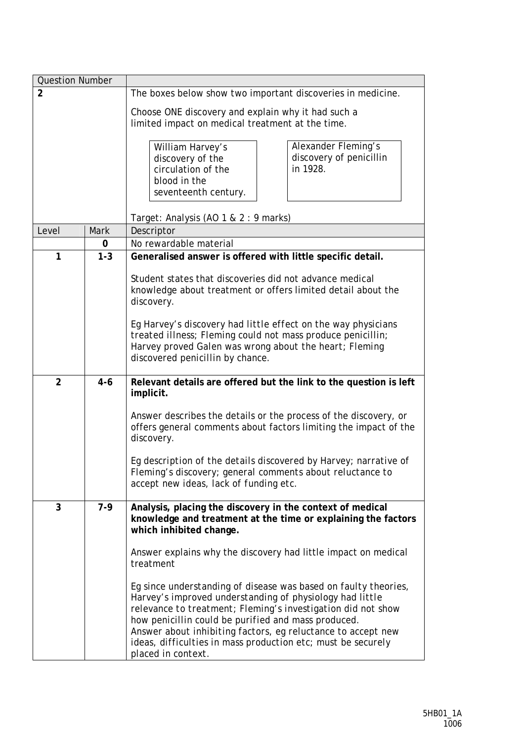| Question Number | | |
|---|---|---|
| **2** | | The boxes below show two important discoveries in medicine.<br><br>Choose ONE discovery and explain why it had such a limited impact on medical treatment at the time.<br><br>William Harvey's discovery of the circulation of the blood in the seventeenth century.<br><br>Alexander Fleming's discovery of penicillin in 1928.<br><br>Target: Analysis (AO 1 & 2 : 9 marks) |
| Level | Mark | Descriptor |
| | **0** | No rewardable material |
| **1** | **1-3** | **Generalised answer is offered with little specific detail.**<br><br>Student states that discoveries did not advance medical knowledge about treatment or offers limited detail about the discovery.<br><br>*Eg Harvey's discovery had little effect on the way physicians treated illness; Fleming could not mass produce penicillin; Harvey proved Galen was wrong about the heart; Fleming discovered penicillin by chance.* |
| **2** | **4-6** | **Relevant details are offered but the link to the question is left implicit.**<br><br>Answer describes the details or the process of the discovery, or offers general comments about factors limiting the impact of the discovery.<br><br>*Eg description of the details discovered by Harvey; narrative of Fleming's discovery; general comments about reluctance to accept new ideas, lack of funding etc.* |
| **3** | **7-9** | **Analysis, placing the discovery in the context of medical knowledge and treatment at the time or explaining the factors which inhibited change.**<br><br>Answer explains why the discovery had little impact on medical treatment<br><br>*Eg since understanding of disease was based on faulty theories, Harvey's improved understanding of physiology had little relevance to treatment; Fleming's investigation did not show how penicillin could be purified and mass produced.*<br>*Answer about inhibiting factors, eg reluctance to accept new ideas, difficulties in mass production etc; must be securely placed in context.* |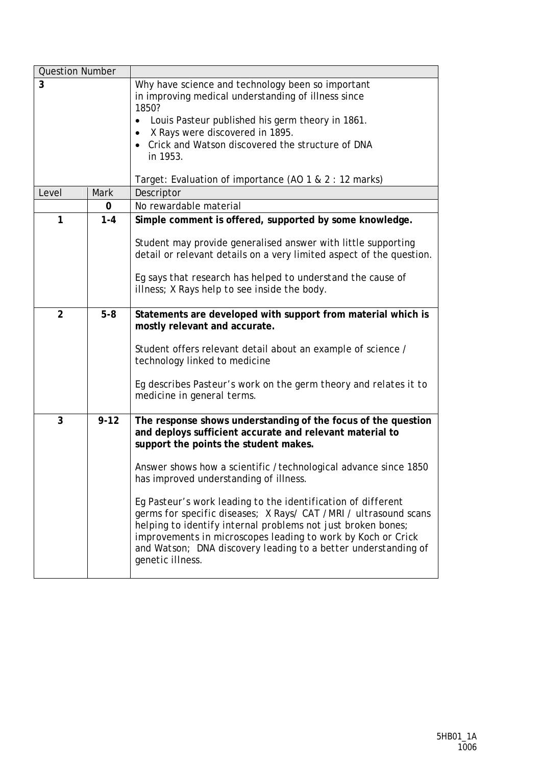| Question Number | | |
|---|---|---|
| 3 | | Why have science and technology been so important in improving medical understanding of illness since 1850?<br>• Louis Pasteur published his germ theory in 1861.<br>• X Rays were discovered in 1895.<br>• Crick and Watson discovered the structure of DNA in 1953.<br><br>Target: Evaluation of importance (AO 1 & 2 : 12 marks) |
| Level | Mark | Descriptor |
| | 0 | No rewardable material |
| 1 | 1-4 | **Simple comment is offered, supported by some knowledge.**<br><br>Student may provide generalised answer with little supporting detail or relevant details on a very limited aspect of the question.<br><br>*Eg says that research has helped to understand the cause of illness; X Rays help to see inside the body.* |
| 2 | 5-8 | **Statements are developed with support from material which is mostly relevant and accurate.**<br><br>Student offers relevant detail about an example of science / technology linked to medicine<br><br>*Eg describes Pasteur's work on the germ theory and relates it to medicine in general terms.* |
| 3 | 9-12 | **The response shows understanding of the focus of the question and deploys sufficient accurate and relevant material to support the points the student makes.**<br><br>Answer shows how a scientific / technological advance since 1850 has improved understanding of illness.<br><br>*Eg Pasteur's work leading to the identification of different germs for specific diseases; X Rays/ CAT / MRI / ultrasound scans helping to identify internal problems not just broken bones; improvements in microscopes leading to work by Koch or Crick and Watson; DNA discovery leading to a better understanding of genetic illness.* |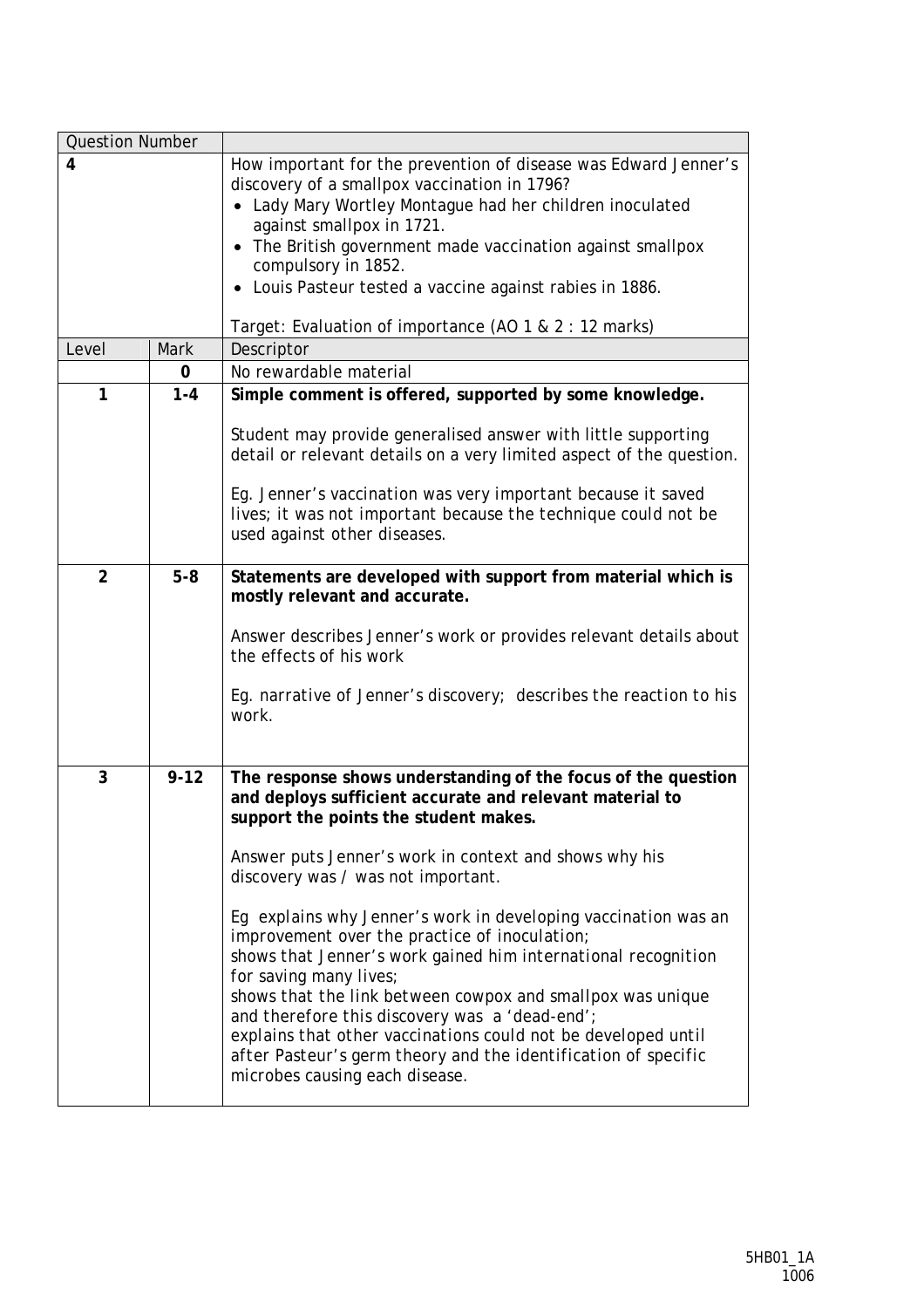| Question Number | | |
|---|---|---|
| **4** | | How important for the prevention of disease was Edward Jenner's discovery of a smallpox vaccination in 1796?<br>• Lady Mary Wortley Montague had her children inoculated against smallpox in 1721.<br>• The British government made vaccination against smallpox compulsory in 1852.<br>• Louis Pasteur tested a vaccine against rabies in 1886.<br><br>Target: Evaluation of importance (AO 1 & 2 : 12 marks) |
| Level | Mark | Descriptor |
| | **0** | No rewardable material |
| **1** | **1-4** | **Simple comment is offered, supported by some knowledge.**<br><br>Student may provide generalised answer with little supporting detail or relevant details on a very limited aspect of the question.<br><br>*Eg. Jenner's vaccination was very important because it saved lives; it was not important because the technique could not be used against other diseases.* |
| **2** | **5-8** | **Statements are developed with support from material which is mostly relevant and accurate.**<br><br>Answer describes Jenner's work or provides relevant details about the effects of his work<br><br>*Eg. narrative of Jenner's discovery; describes the reaction to his work.* |
| **3** | **9-12** | **The response shows understanding of the focus of the question and deploys sufficient accurate and relevant material to support the points the student makes.**<br><br>Answer puts Jenner's work in context and shows why his discovery was / was not important.<br><br>*Eg explains why Jenner's work in developing vaccination was an improvement over the practice of inoculation;*<br>*shows that Jenner's work gained him international recognition for saving many lives;*<br>*shows that the link between cowpox and smallpox was unique and therefore this discovery was a 'dead-end';*<br>*explains that other vaccinations could not be developed until after Pasteur's germ theory and the identification of specific microbes causing each disease.* |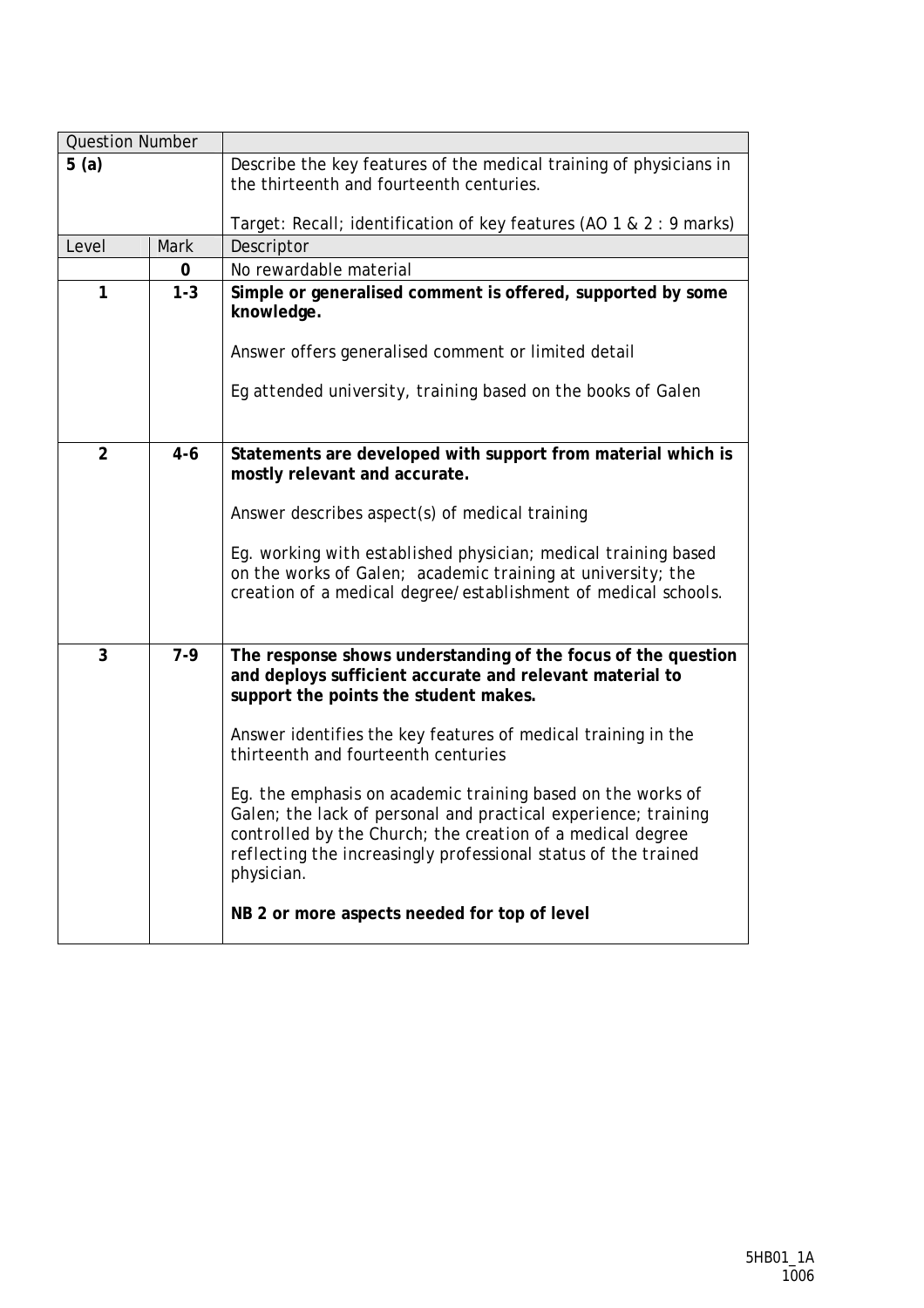| Question Number | | |
|---|---|---|
| **5 (a)** | | Describe the key features of the medical training of physicians in the thirteenth and fourteenth centuries.<br><br>Target: Recall; identification of key features (AO 1 & 2 : 9 marks) |
| Level | Mark | Descriptor |
| | **0** | No rewardable material |
| **1** | **1-3** | **Simple or generalised comment is offered, supported by some knowledge.**<br><br>Answer offers generalised comment or limited detail<br><br>*Eg attended university, training based on the books of Galen* |
| **2** | **4-6** | **Statements are developed with support from material which is mostly relevant and accurate.**<br><br>Answer describes aspect(s) of medical training<br><br>*Eg. working with established physician; medical training based on the works of Galen; academic training at university; the creation of a medical degree/establishment of medical schools.* |
| **3** | **7-9** | **The response shows understanding of the focus of the question and deploys sufficient accurate and relevant material to support the points the student makes.**<br><br>Answer identifies the key features of medical training in the thirteenth and fourteenth centuries<br><br>*Eg. the emphasis on academic training based on the works of Galen; the lack of personal and practical experience; training controlled by the Church; the creation of a medical degree reflecting the increasingly professional status of the trained physician.*<br><br>**NB 2 or more aspects needed for top of level** |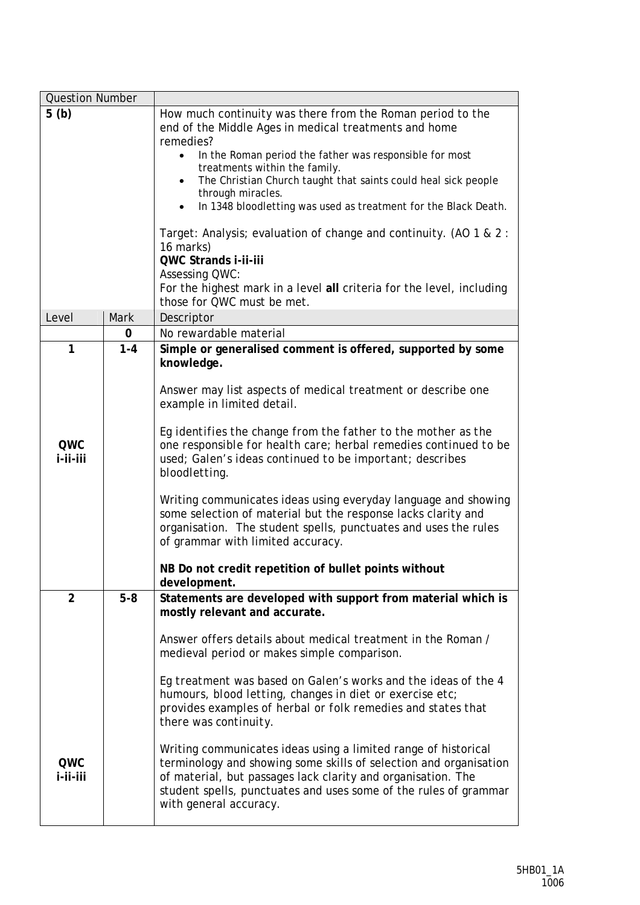| Question Number | | |
|---|---|---|
| **5 (b)** | | How much continuity was there from the Roman period to the end of the Middle Ages in medical treatments and home remedies?<br>• In the Roman period the father was responsible for most treatments within the family.<br>• The Christian Church taught that saints could heal sick people through miracles.<br>• In 1348 bloodletting was used as treatment for the Black Death.<br><br>Target: Analysis; evaluation of change and continuity. (AO 1 & 2 : 16 marks)<br>**QWC Strands i-ii-iii**<br>Assessing QWC:<br>For the highest mark in a level **all** criteria for the level, including those for QWC must be met. |
| Level | Mark | Descriptor |
| | **0** | No rewardable material |
| **1**<br><br>**QWC i-ii-iii** | **1-4** | **Simple or generalised comment is offered, supported by some knowledge.**<br><br>Answer may list aspects of medical treatment or describe one example in limited detail.<br><br>*Eg identifies the change from the father to the mother as the one responsible for health care; herbal remedies continued to be used; Galen's ideas continued to be important; describes bloodletting.*<br><br>Writing communicates ideas using everyday language and showing some selection of material but the response lacks clarity and organisation. The student spells, punctuates and uses the rules of grammar with limited accuracy.<br><br>**NB Do not credit repetition of bullet points without development.** |
| **2**<br><br>**QWC i-ii-iii** | **5-8** | **Statements are developed with support from material which is mostly relevant and accurate.**<br><br>Answer offers details about medical treatment in the Roman / medieval period or makes simple comparison.<br><br>*Eg treatment was based on Galen's works and the ideas of the 4 humours, blood letting, changes in diet or exercise etc; provides examples of herbal or folk remedies and states that there was continuity.*<br><br>Writing communicates ideas using a limited range of historical terminology and showing some skills of selection and organisation of material, but passages lack clarity and organisation. The student spells, punctuates and uses some of the rules of grammar with general accuracy. |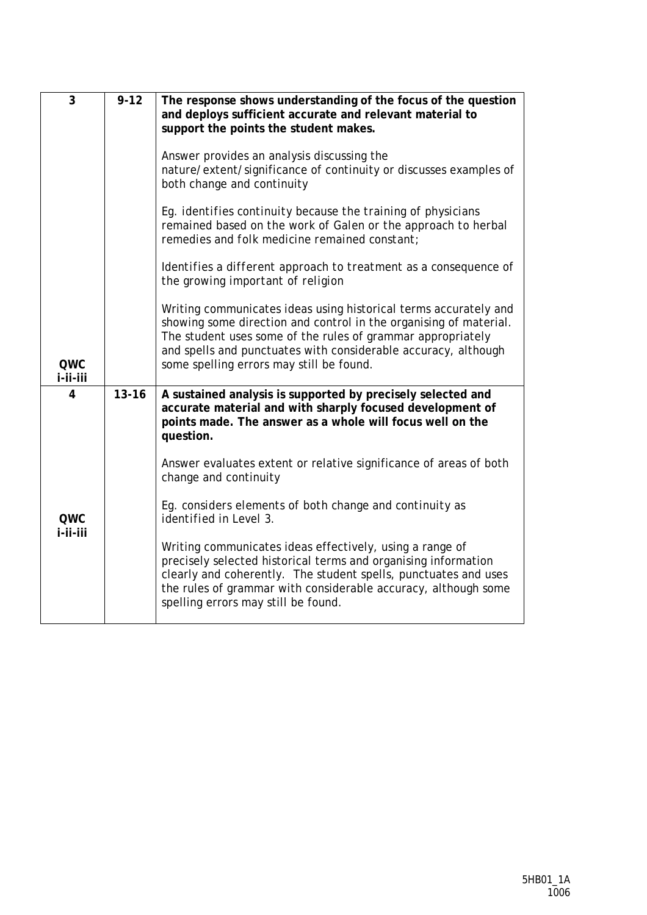| | | |
|---|---|---|
| 3<br><br>QWC i-ii-iii | 9-12 | **The response shows understanding of the focus of the question and deploys sufficient accurate and relevant material to support the points the student makes.**<br><br>Answer provides an analysis discussing the nature/extent/significance of continuity or discusses examples of both change and continuity<br><br>*Eg. identifies continuity because the training of physicians remained based on the work of Galen or the approach to herbal remedies and folk medicine remained constant;*<br><br>*Identifies a different approach to treatment as a consequence of the growing important of religion*<br><br>Writing communicates ideas using historical terms accurately and showing some direction and control in the organising of material. The student uses some of the rules of grammar appropriately and spells and punctuates with considerable accuracy, although some spelling errors may still be found. |
| 4<br><br>QWC i-ii-iii | 13-16 | **A sustained analysis is supported by precisely selected and accurate material and with sharply focused development of points made. The answer as a whole will focus well on the question.**<br><br>Answer evaluates extent or relative significance of areas of both change and continuity<br><br>*Eg. considers elements of both change and continuity as identified in Level 3.*<br><br>Writing communicates ideas effectively, using a range of precisely selected historical terms and organising information clearly and coherently. The student spells, punctuates and uses the rules of grammar with considerable accuracy, although some spelling errors may still be found. |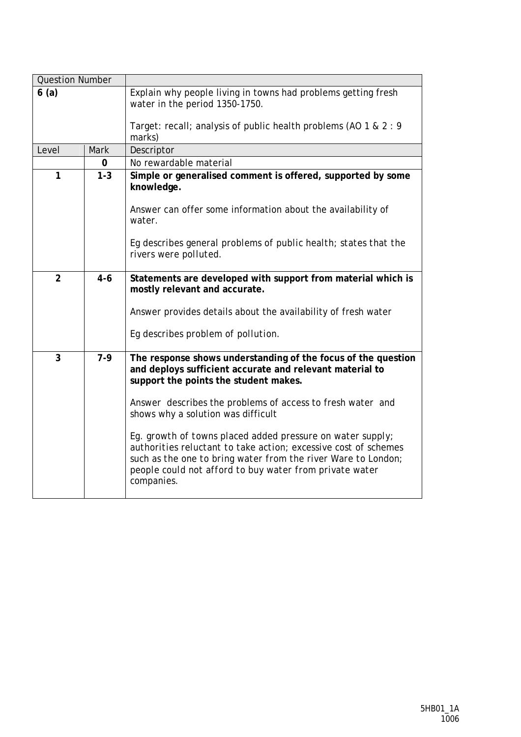| Question Number | | |
|---|---|---|
| **6 (a)** | | Explain why people living in towns had problems getting fresh water in the period 1350-1750.<br><br>Target: recall; analysis of public health problems (AO 1 & 2 : 9 marks) |
| Level | Mark | Descriptor |
| | **0** | No rewardable material |
| **1** | **1-3** | **Simple or generalised comment is offered, supported by some knowledge.**<br><br>Answer can offer some information about the availability of water.<br><br>*Eg describes general problems of public health; states that the rivers were polluted.* |
| **2** | **4-6** | **Statements are developed with support from material which is mostly relevant and accurate.**<br><br>Answer provides details about the availability of fresh water<br><br>*Eg describes problem of pollution.* |
| **3** | **7-9** | **The response shows understanding of the focus of the question and deploys sufficient accurate and relevant material to support the points the student makes.**<br><br>Answer describes the problems of access to fresh water and shows why a solution was difficult<br><br>*Eg. growth of towns placed added pressure on water supply; authorities reluctant to take action; excessive cost of schemes such as the one to bring water from the river Ware to London; people could not afford to buy water from private water companies.* |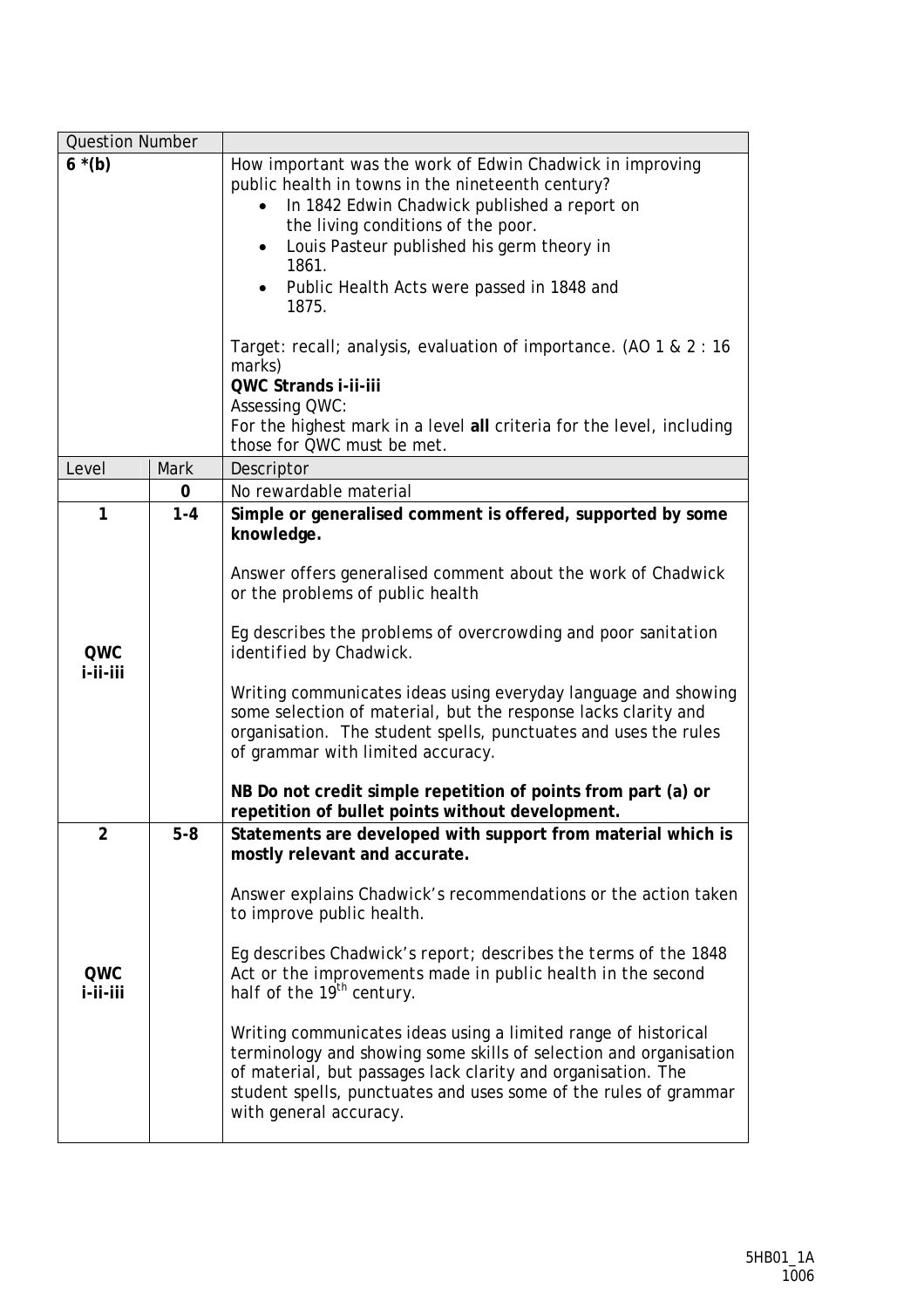| Question Number | | |
|---|---|---|
| **6 *(b)** | | How important was the work of Edwin Chadwick in improving public health in towns in the nineteenth century?<br>• In 1842 Edwin Chadwick published a report on the living conditions of the poor.<br>• Louis Pasteur published his germ theory in 1861.<br>• Public Health Acts were passed in 1848 and 1875.<br><br>Target: recall; analysis, evaluation of importance. (AO 1 & 2 : 16 marks)<br>**QWC Strands i-ii-iii**<br>Assessing QWC:<br>For the highest mark in a level **all** criteria for the level, including those for QWC must be met. |
| Level | Mark | Descriptor |
| | **0** | No rewardable material |
| **1**<br><br>**QWC i-ii-iii** | **1-4** | **Simple or generalised comment is offered, supported by some knowledge.**<br><br>Answer offers generalised comment about the work of Chadwick or the problems of public health<br><br>*Eg describes the problems of overcrowding and poor sanitation identified by Chadwick.*<br><br>Writing communicates ideas using everyday language and showing some selection of material, but the response lacks clarity and organisation. The student spells, punctuates and uses the rules of grammar with limited accuracy.<br><br>**NB Do not credit simple repetition of points from part (a) or repetition of bullet points without development.** |
| **2**<br><br>**QWC i-ii-iii** | **5-8** | **Statements are developed with support from material which is mostly relevant and accurate.**<br><br>Answer explains Chadwick's recommendations or the action taken to improve public health.<br><br>*Eg describes Chadwick's report; describes the terms of the 1848 Act or the improvements made in public health in the second half of the 19th century.*<br><br>Writing communicates ideas using a limited range of historical terminology and showing some skills of selection and organisation of material, but passages lack clarity and organisation. The student spells, punctuates and uses some of the rules of grammar with general accuracy. |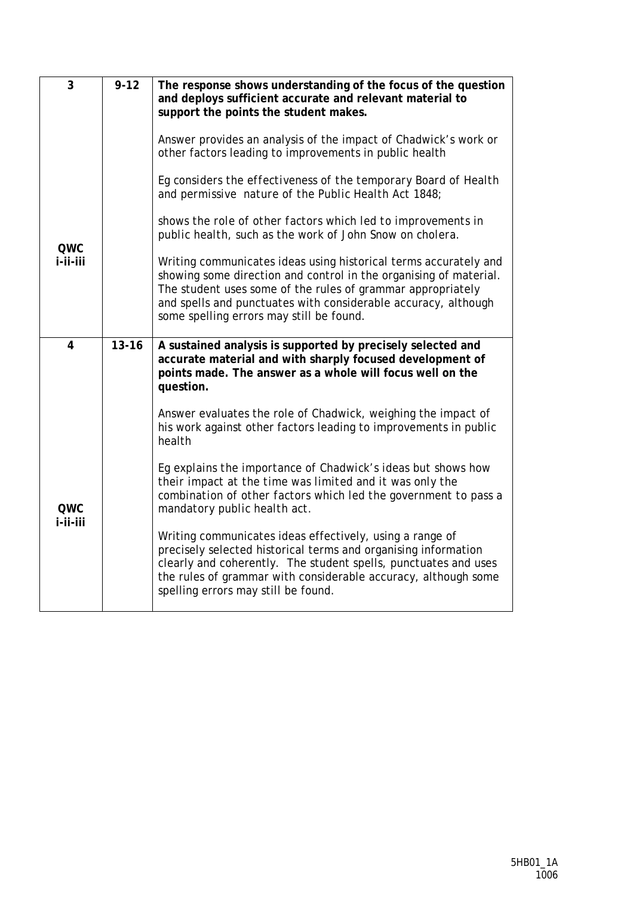| | | |
|---|---|---|
| 3 | 9-12 | **The response shows understanding of the focus of the question and deploys sufficient accurate and relevant material to support the points the student makes.**<br><br>Answer provides an analysis of the impact of Chadwick's work or other factors leading to improvements in public health<br><br>*Eg considers the effectiveness of the temporary Board of Health and permissive nature of the Public Health Act 1848;*<br><br>*shows the role of other factors which led to improvements in public health, such as the work of John Snow on cholera.* |
| QWC i-ii-iii | | Writing communicates ideas using historical terms accurately and showing some direction and control in the organising of material. The student uses some of the rules of grammar appropriately and spells and punctuates with considerable accuracy, although some spelling errors may still be found. |
| 4 | 13-16 | **A sustained analysis is supported by precisely selected and accurate material and with sharply focused development of points made. The answer as a whole will focus well on the question.**<br><br>Answer evaluates the role of Chadwick, weighing the impact of his work against other factors leading to improvements in public health<br><br>*Eg explains the importance of Chadwick's ideas but shows how their impact at the time was limited and it was only the combination of other factors which led the government to pass a mandatory public health act.* |
| QWC i-ii-iii | | Writing communicates ideas effectively, using a range of precisely selected historical terms and organising information clearly and coherently. The student spells, punctuates and uses the rules of grammar with considerable accuracy, although some spelling errors may still be found. |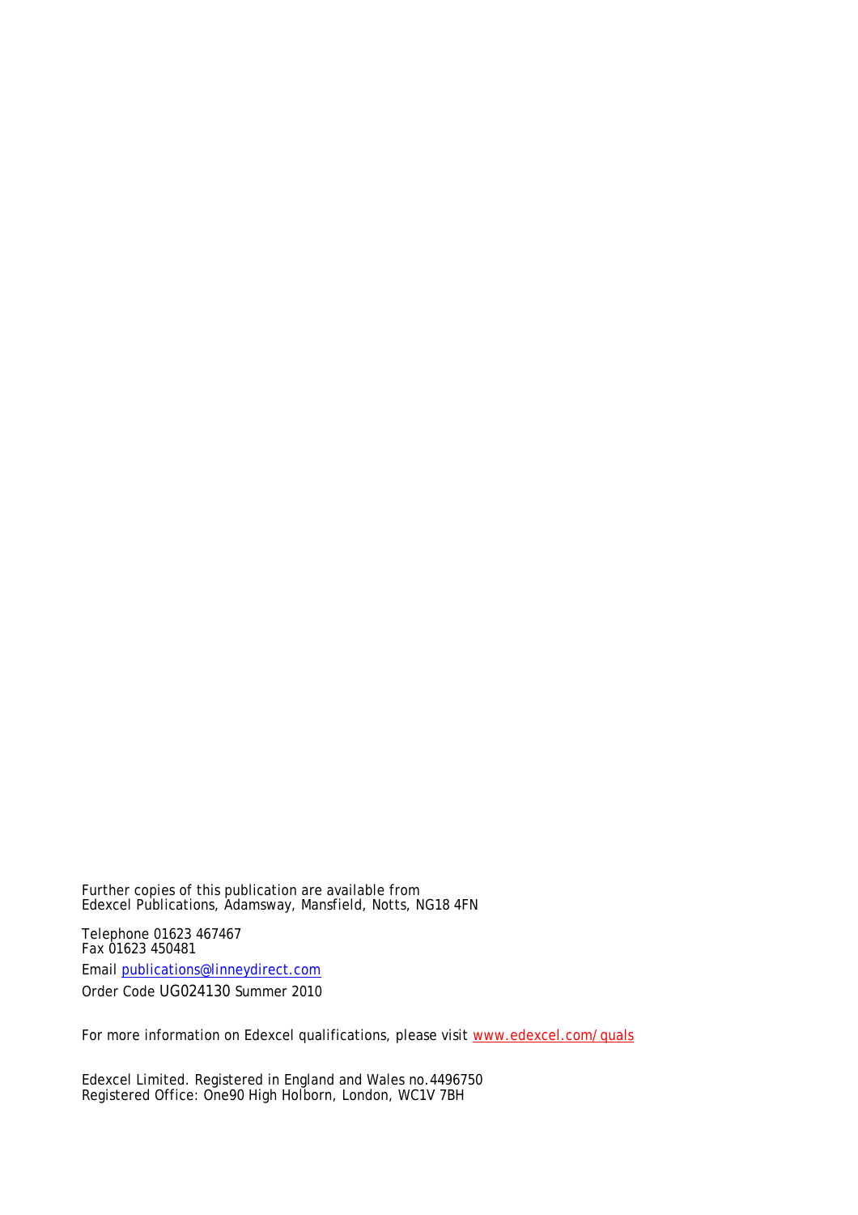Further copies of this publication are available from
Edexcel Publications, Adamsway, Mansfield, Notts, NG18 4FN

Telephone 01623 467467
Fax 01623 450481
Email publications@linneydirect.com
Order Code UG024130 Summer 2010

For more information on Edexcel qualifications, please visit www.edexcel.com/quals

Edexcel Limited. Registered in England and Wales no.4496750
Registered Office: One90 High Holborn, London, WC1V 7BH